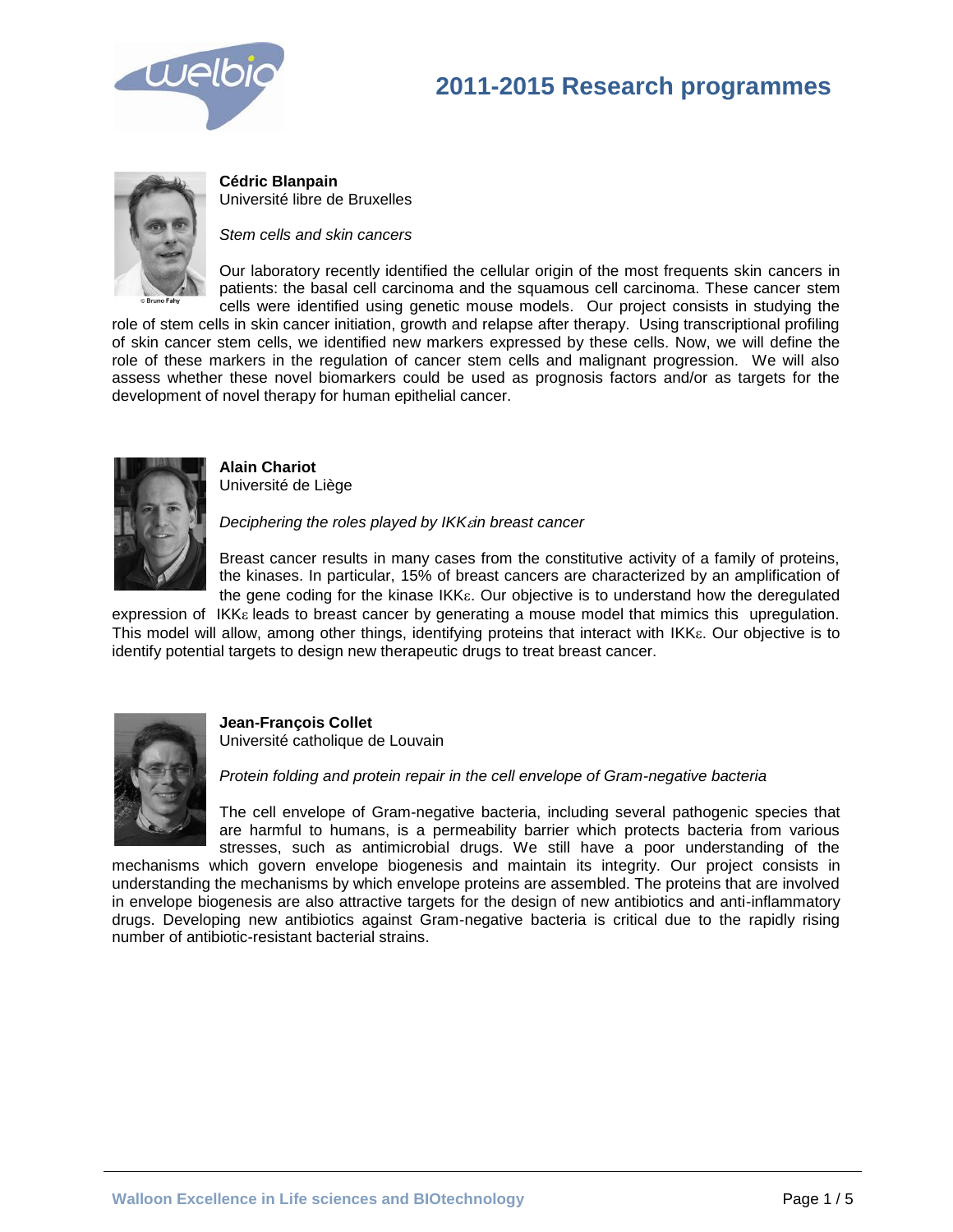# 2011-2015 Research programmes

**Cédric Blanpain**
Université libre de Bruxelles

*Stem cells and skin cancers*

Our laboratory recently identified the cellular origin of the most frequents skin cancers in patients: the basal cell carcinoma and the squamous cell carcinoma. These cancer stem cells were identified using genetic mouse models. Our project consists in studying the role of stem cells in skin cancer initiation, growth and relapse after therapy. Using transcriptional profiling of skin cancer stem cells, we identified new markers expressed by these cells. Now, we will define the role of these markers in the regulation of cancer stem cells and malignant progression. We will also assess whether these novel biomarkers could be used as prognosis factors and/or as targets for the development of novel therapy for human epithelial cancer.

**Alain Chariot**
Université de Liège

*Deciphering the roles played by IKKε in breast cancer*

Breast cancer results in many cases from the constitutive activity of a family of proteins, the kinases. In particular, 15% of breast cancers are characterized by an amplification of the gene coding for the kinase IKKε. Our objective is to understand how the deregulated expression of IKKε leads to breast cancer by generating a mouse model that mimics this upregulation. This model will allow, among other things, identifying proteins that interact with IKKε. Our objective is to identify potential targets to design new therapeutic drugs to treat breast cancer.

**Jean-François Collet**
Université catholique de Louvain

*Protein folding and protein repair in the cell envelope of Gram-negative bacteria*

The cell envelope of Gram-negative bacteria, including several pathogenic species that are harmful to humans, is a permeability barrier which protects bacteria from various stresses, such as antimicrobial drugs. We still have a poor understanding of the mechanisms which govern envelope biogenesis and maintain its integrity. Our project consists in understanding the mechanisms by which envelope proteins are assembled. The proteins that are involved in envelope biogenesis are also attractive targets for the design of new antibiotics and anti-inflammatory drugs. Developing new antibiotics against Gram-negative bacteria is critical due to the rapidly rising number of antibiotic-resistant bacterial strains.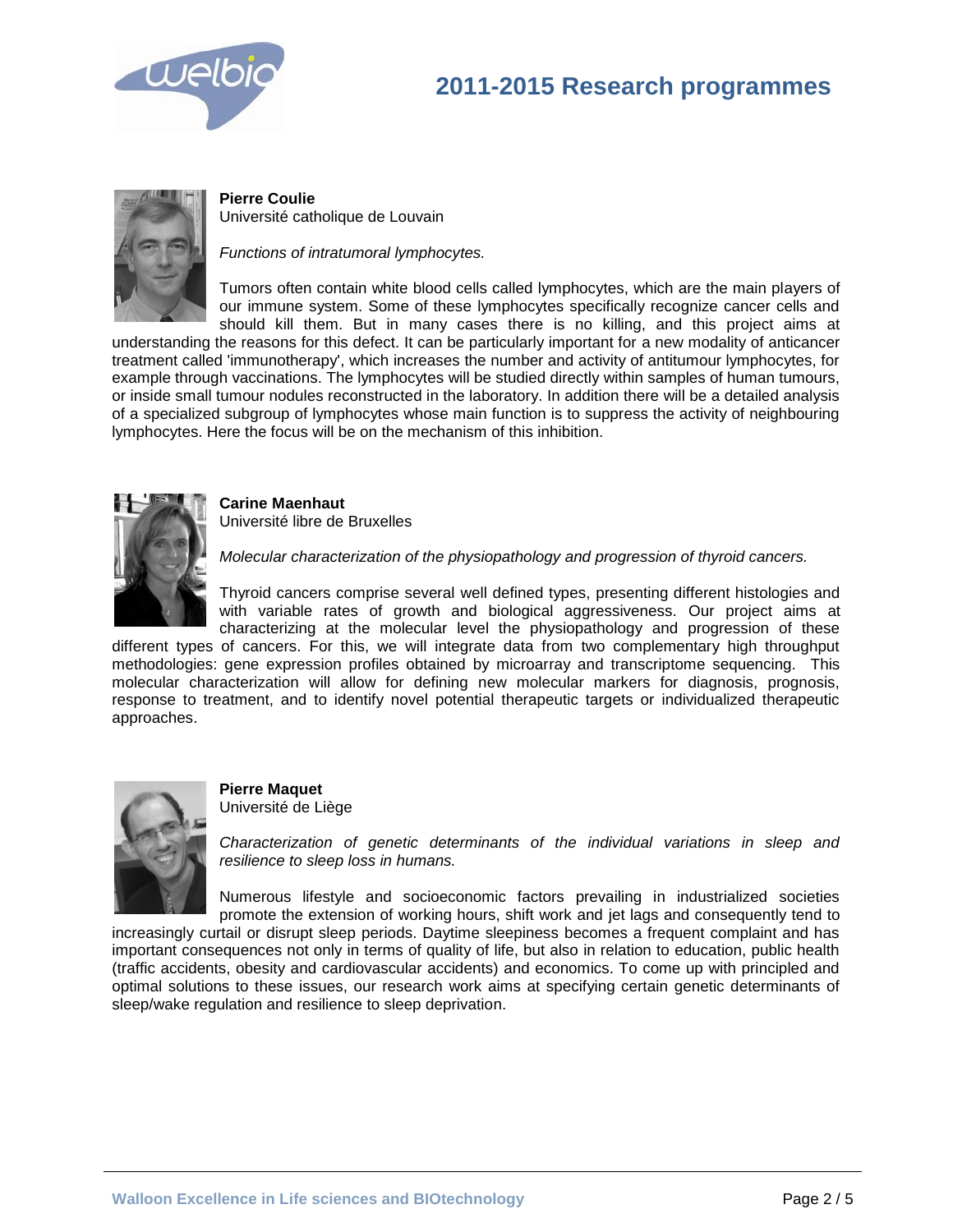**Pierre Coulie**
Université catholique de Louvain

*Functions of intratumoral lymphocytes.*

Tumors often contain white blood cells called lymphocytes, which are the main players of our immune system. Some of these lymphocytes specifically recognize cancer cells and should kill them. But in many cases there is no killing, and this project aims at understanding the reasons for this defect. It can be particularly important for a new modality of anticancer treatment called 'immunotherapy', which increases the number and activity of antitumour lymphocytes, for example through vaccinations. The lymphocytes will be studied directly within samples of human tumours, or inside small tumour nodules reconstructed in the laboratory. In addition there will be a detailed analysis of a specialized subgroup of lymphocytes whose main function is to suppress the activity of neighbouring lymphocytes. Here the focus will be on the mechanism of this inhibition.

**Carine Maenhaut**
Université libre de Bruxelles

*Molecular characterization of the physiopathology and progression of thyroid cancers.*

Thyroid cancers comprise several well defined types, presenting different histologies and with variable rates of growth and biological aggressiveness. Our project aims at characterizing at the molecular level the physiopathology and progression of these different types of cancers. For this, we will integrate data from two complementary high throughput methodologies: gene expression profiles obtained by microarray and transcriptome sequencing. This molecular characterization will allow for defining new molecular markers for diagnosis, prognosis, response to treatment, and to identify novel potential therapeutic targets or individualized therapeutic approaches.

**Pierre Maquet**
Université de Liège

*Characterization of genetic determinants of the individual variations in sleep and resilience to sleep loss in humans.*

Numerous lifestyle and socioeconomic factors prevailing in industrialized societies promote the extension of working hours, shift work and jet lags and consequently tend to increasingly curtail or disrupt sleep periods. Daytime sleepiness becomes a frequent complaint and has important consequences not only in terms of quality of life, but also in relation to education, public health (traffic accidents, obesity and cardiovascular accidents) and economics. To come up with principled and optimal solutions to these issues, our research work aims at specifying certain genetic determinants of sleep/wake regulation and resilience to sleep deprivation.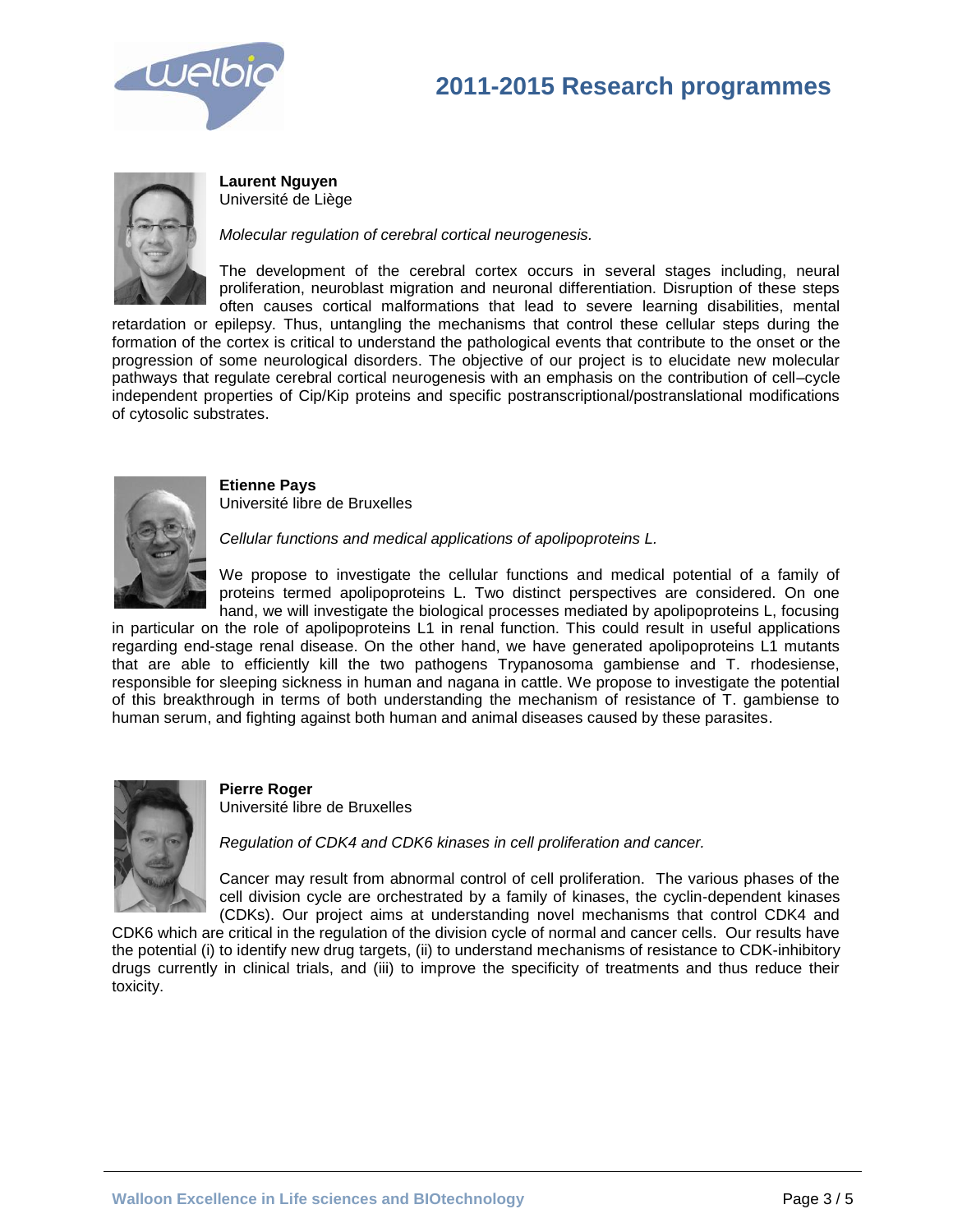# 2011-2015 Research programmes

**Laurent Nguyen**
Université de Liège

*Molecular regulation of cerebral cortical neurogenesis.*

The development of the cerebral cortex occurs in several stages including, neural proliferation, neuroblast migration and neuronal differentiation. Disruption of these steps often causes cortical malformations that lead to severe learning disabilities, mental retardation or epilepsy. Thus, untangling the mechanisms that control these cellular steps during the formation of the cortex is critical to understand the pathological events that contribute to the onset or the progression of some neurological disorders. The objective of our project is to elucidate new molecular pathways that regulate cerebral cortical neurogenesis with an emphasis on the contribution of cell–cycle independent properties of Cip/Kip proteins and specific postranscriptional/postranslational modifications of cytosolic substrates.

**Etienne Pays**
Université libre de Bruxelles

*Cellular functions and medical applications of apolipoproteins L.*

We propose to investigate the cellular functions and medical potential of a family of proteins termed apolipoproteins L. Two distinct perspectives are considered. On one hand, we will investigate the biological processes mediated by apolipoproteins L, focusing in particular on the role of apolipoproteins L1 in renal function. This could result in useful applications regarding end-stage renal disease. On the other hand, we have generated apolipoproteins L1 mutants that are able to efficiently kill the two pathogens Trypanosoma gambiense and T. rhodesiense, responsible for sleeping sickness in human and nagana in cattle. We propose to investigate the potential of this breakthrough in terms of both understanding the mechanism of resistance of T. gambiense to human serum, and fighting against both human and animal diseases caused by these parasites.

**Pierre Roger**
Université libre de Bruxelles

*Regulation of CDK4 and CDK6 kinases in cell proliferation and cancer.*

Cancer may result from abnormal control of cell proliferation. The various phases of the cell division cycle are orchestrated by a family of kinases, the cyclin-dependent kinases (CDKs). Our project aims at understanding novel mechanisms that control CDK4 and CDK6 which are critical in the regulation of the division cycle of normal and cancer cells. Our results have the potential (i) to identify new drug targets, (ii) to understand mechanisms of resistance to CDK-inhibitory drugs currently in clinical trials, and (iii) to improve the specificity of treatments and thus reduce their toxicity.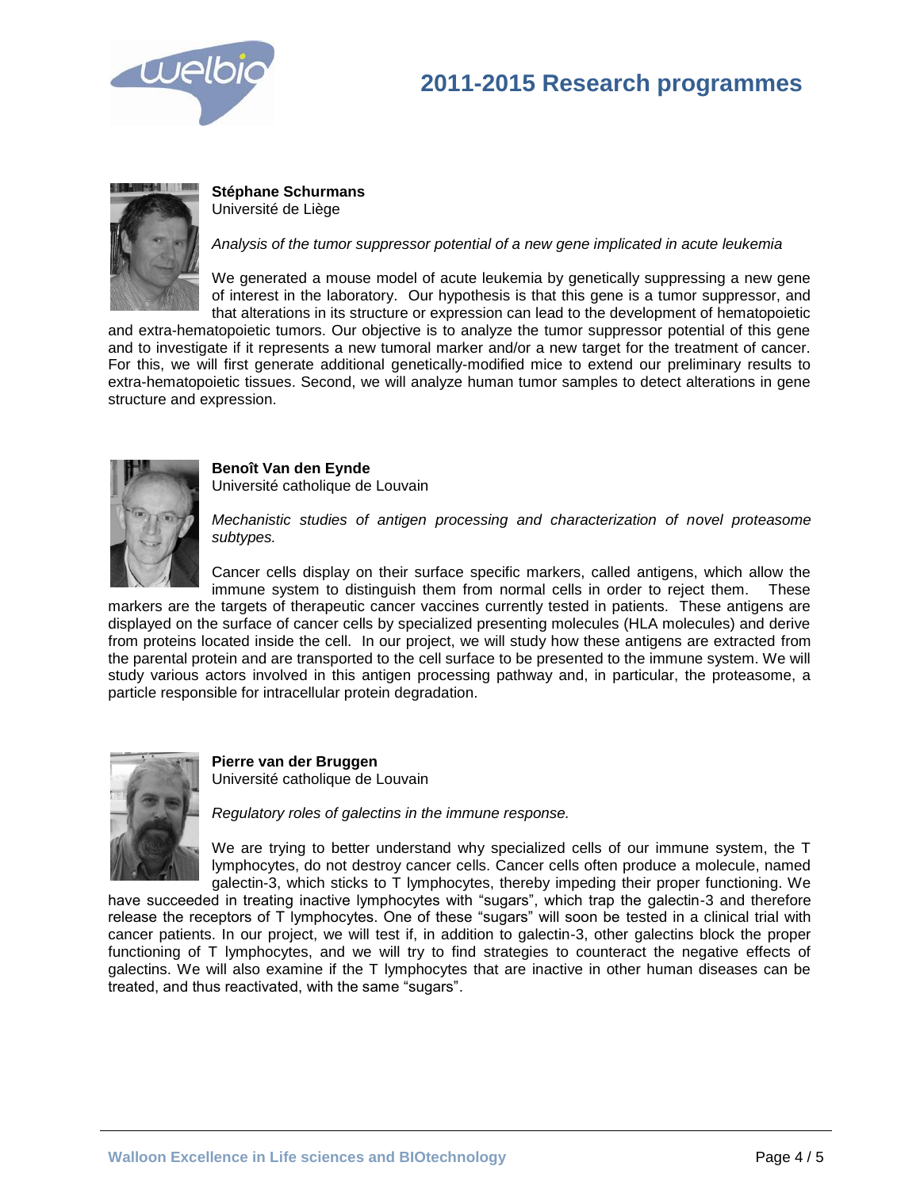**Stéphane Schurmans**
Université de Liège

*Analysis of the tumor suppressor potential of a new gene implicated in acute leukemia*

We generated a mouse model of acute leukemia by genetically suppressing a new gene of interest in the laboratory. Our hypothesis is that this gene is a tumor suppressor, and that alterations in its structure or expression can lead to the development of hematopoietic and extra-hematopoietic tumors. Our objective is to analyze the tumor suppressor potential of this gene and to investigate if it represents a new tumoral marker and/or a new target for the treatment of cancer. For this, we will first generate additional genetically-modified mice to extend our preliminary results to extra-hematopoietic tissues. Second, we will analyze human tumor samples to detect alterations in gene structure and expression.

**Benoît Van den Eynde**
Université catholique de Louvain

*Mechanistic studies of antigen processing and characterization of novel proteasome subtypes.*

Cancer cells display on their surface specific markers, called antigens, which allow the immune system to distinguish them from normal cells in order to reject them. These markers are the targets of therapeutic cancer vaccines currently tested in patients. These antigens are displayed on the surface of cancer cells by specialized presenting molecules (HLA molecules) and derive from proteins located inside the cell. In our project, we will study how these antigens are extracted from the parental protein and are transported to the cell surface to be presented to the immune system. We will study various actors involved in this antigen processing pathway and, in particular, the proteasome, a particle responsible for intracellular protein degradation.

**Pierre van der Bruggen**
Université catholique de Louvain

*Regulatory roles of galectins in the immune response.*

We are trying to better understand why specialized cells of our immune system, the T lymphocytes, do not destroy cancer cells. Cancer cells often produce a molecule, named galectin-3, which sticks to T lymphocytes, thereby impeding their proper functioning. We have succeeded in treating inactive lymphocytes with "sugars", which trap the galectin-3 and therefore release the receptors of T lymphocytes. One of these "sugars" will soon be tested in a clinical trial with cancer patients. In our project, we will test if, in addition to galectin-3, other galectins block the proper functioning of T lymphocytes, and we will try to find strategies to counteract the negative effects of galectins. We will also examine if the T lymphocytes that are inactive in other human diseases can be treated, and thus reactivated, with the same "sugars".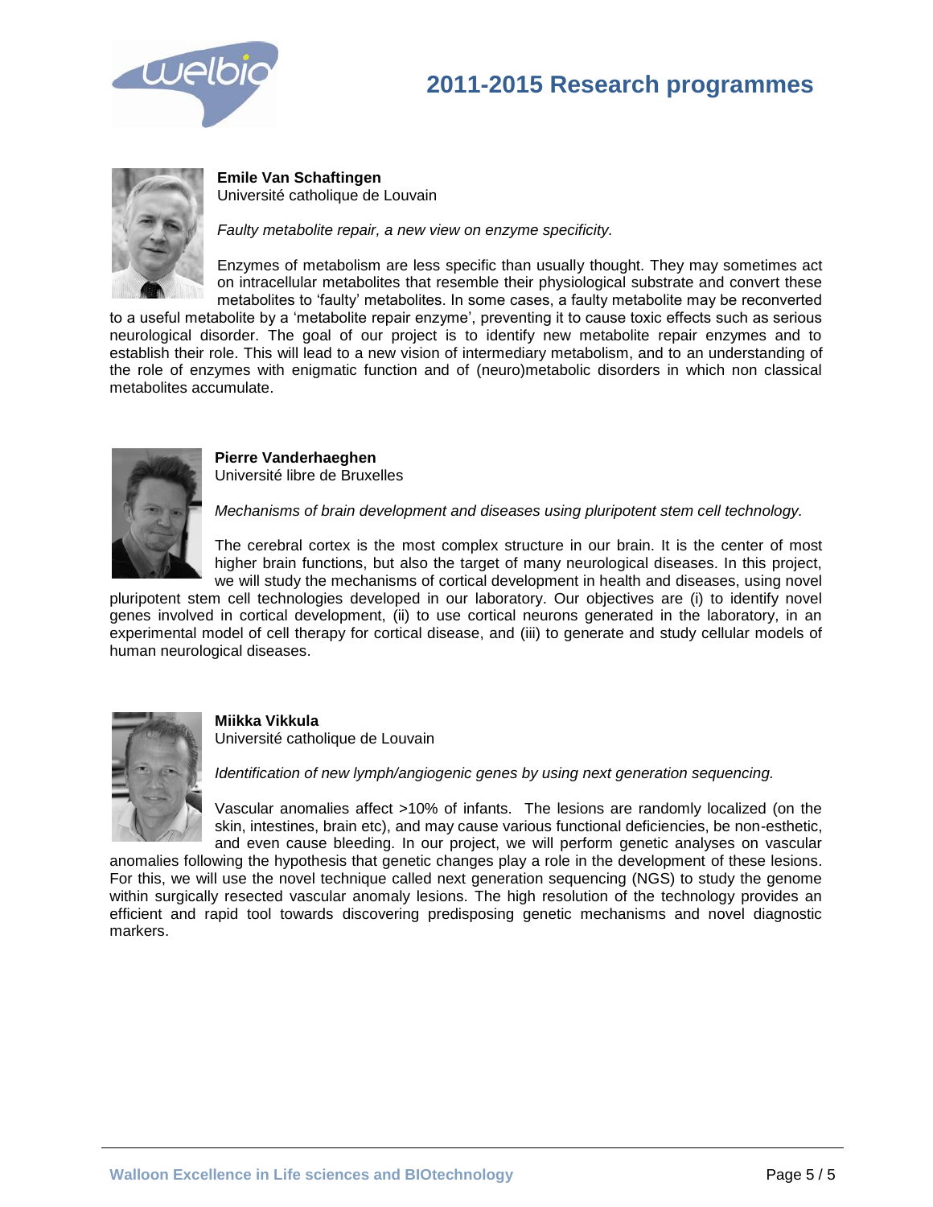**Emile Van Schaftingen**
Université catholique de Louvain

*Faulty metabolite repair, a new view on enzyme specificity.*

Enzymes of metabolism are less specific than usually thought. They may sometimes act on intracellular metabolites that resemble their physiological substrate and convert these metabolites to 'faulty' metabolites. In some cases, a faulty metabolite may be reconverted to a useful metabolite by a 'metabolite repair enzyme', preventing it to cause toxic effects such as serious neurological disorder. The goal of our project is to identify new metabolite repair enzymes and to establish their role. This will lead to a new vision of intermediary metabolism, and to an understanding of the role of enzymes with enigmatic function and of (neuro)metabolic disorders in which non classical metabolites accumulate.

**Pierre Vanderhaeghen**
Université libre de Bruxelles

*Mechanisms of brain development and diseases using pluripotent stem cell technology.*

The cerebral cortex is the most complex structure in our brain. It is the center of most higher brain functions, but also the target of many neurological diseases. In this project, we will study the mechanisms of cortical development in health and diseases, using novel pluripotent stem cell technologies developed in our laboratory. Our objectives are (i) to identify novel genes involved in cortical development, (ii) to use cortical neurons generated in the laboratory, in an experimental model of cell therapy for cortical disease, and (iii) to generate and study cellular models of human neurological diseases.

**Miikka Vikkula**
Université catholique de Louvain

*Identification of new lymph/angiogenic genes by using next generation sequencing.*

Vascular anomalies affect >10% of infants. The lesions are randomly localized (on the skin, intestines, brain etc), and may cause various functional deficiencies, be non-esthetic, and even cause bleeding. In our project, we will perform genetic analyses on vascular anomalies following the hypothesis that genetic changes play a role in the development of these lesions. For this, we will use the novel technique called next generation sequencing (NGS) to study the genome within surgically resected vascular anomaly lesions. The high resolution of the technology provides an efficient and rapid tool towards discovering predisposing genetic mechanisms and novel diagnostic markers.